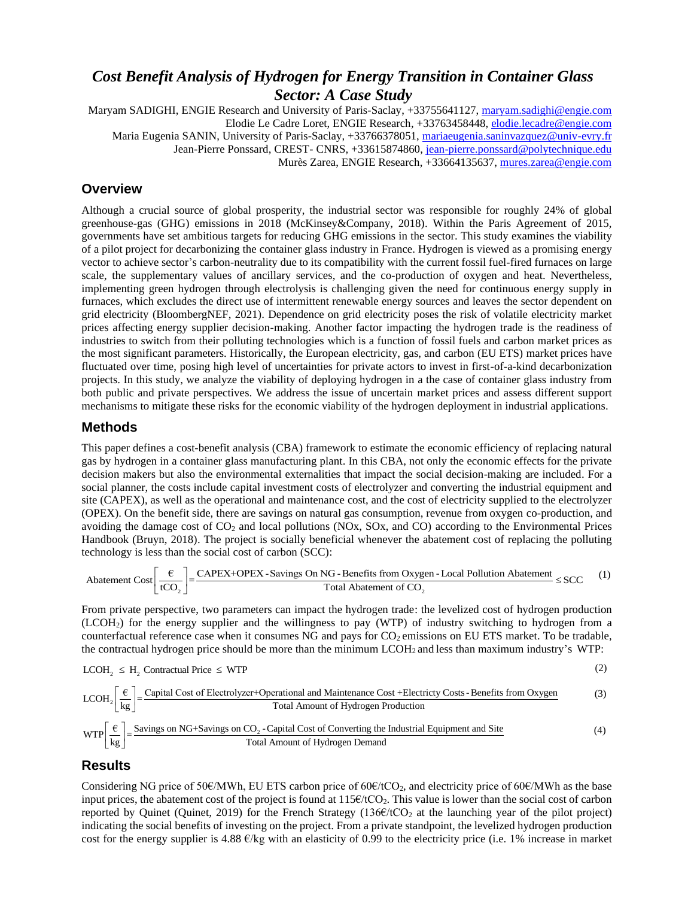# *Cost Benefit Analysis of Hydrogen for Energy Transition in Container Glass Sector: A Case Study*

Maryam SADIGHI, ENGIE Research and University of Paris-Saclay, +33755641127, maryam.sadighi@engie.com
Elodie Le Cadre Loret, ENGIE Research, +33763458448, elodie.lecadre@engie.com
Maria Eugenia SANIN, University of Paris-Saclay, +33766378051, mariaeugenia.saninvazquez@univ-evry.fr
Jean-Pierre Ponssard, CREST- CNRS, +33615874860, jean-pierre.ponssard@polytechnique.edu
Murès Zarea, ENGIE Research, +33664135637, mures.zarea@engie.com

## Overview

Although a crucial source of global prosperity, the industrial sector was responsible for roughly 24% of global greenhouse-gas (GHG) emissions in 2018 (McKinsey&Company, 2018). Within the Paris Agreement of 2015, governments have set ambitious targets for reducing GHG emissions in the sector. This study examines the viability of a pilot project for decarbonizing the container glass industry in France. Hydrogen is viewed as a promising energy vector to achieve sector's carbon-neutrality due to its compatibility with the current fossil fuel-fired furnaces on large scale, the supplementary values of ancillary services, and the co-production of oxygen and heat. Nevertheless, implementing green hydrogen through electrolysis is challenging given the need for continuous energy supply in furnaces, which excludes the direct use of intermittent renewable energy sources and leaves the sector dependent on grid electricity (BloombergNEF, 2021). Dependence on grid electricity poses the risk of volatile electricity market prices affecting energy supplier decision-making. Another factor impacting the hydrogen trade is the readiness of industries to switch from their polluting technologies which is a function of fossil fuels and carbon market prices as the most significant parameters. Historically, the European electricity, gas, and carbon (EU ETS) market prices have fluctuated over time, posing high level of uncertainties for private actors to invest in first-of-a-kind decarbonization projects. In this study, we analyze the viability of deploying hydrogen in a the case of container glass industry from both public and private perspectives. We address the issue of uncertain market prices and assess different support mechanisms to mitigate these risks for the economic viability of the hydrogen deployment in industrial applications.

## Methods

This paper defines a cost-benefit analysis (CBA) framework to estimate the economic efficiency of replacing natural gas by hydrogen in a container glass manufacturing plant. In this CBA, not only the economic effects for the private decision makers but also the environmental externalities that impact the social decision-making are included. For a social planner, the costs include capital investment costs of electrolyzer and converting the industrial equipment and site (CAPEX), as well as the operational and maintenance cost, and the cost of electricity supplied to the electrolyzer (OPEX). On the benefit side, there are savings on natural gas consumption, revenue from oxygen co-production, and avoiding the damage cost of $CO_2$ and local pollutions (NOx, SOx, and CO) according to the Environmental Prices Handbook (Bruyn, 2018). The project is socially beneficial whenever the abatement cost of replacing the polluting technology is less than the social cost of carbon (SCC):

$$\text{Abatement Cost}\left[\frac{€}{tCO_2}\right]=\frac{\text{CAPEX+OPEX - Savings On NG - Benefits from Oxygen - Local Pollution Abatement}}{\text{Total Abatement of } CO_2}\leq \text{SCC} \quad (1)$$

From private perspective, two parameters can impact the hydrogen trade: the levelized cost of hydrogen production ($LCOH_2$) for the energy supplier and the willingness to pay (WTP) of industry switching to hydrogen from a counterfactual reference case when it consumes NG and pays for $CO_2$ emissions on EU ETS market. To be tradable, the contractual hydrogen price should be more than the minimum $LCOH_2$ and less than maximum industry's WTP:

$$LCOH_2 \leq H_2 \text{ Contractual Price} \leq \text{WTP} \quad (2)$$

$$LCOH_2\left[\frac{€}{kg}\right]=\frac{\text{Capital Cost of Electrolyzer+Operational and Maintenance Cost +Electricty Costs - Benefits from Oxygen}}{\text{Total Amount of Hydrogen Production}} \quad (3)$$

$$\text{WTP}\left[\frac{€}{kg}\right]=\frac{\text{Savings on NG+Savings on } CO_2 \text{ - Capital Cost of Converting the Industrial Equipment and Site}}{\text{Total Amount of Hydrogen Demand}} \quad (4)$$

## Results

Considering NG price of 50€/MWh, EU ETS carbon price of 60€/$tCO_2$, and electricity price of 60€/MWh as the base input prices, the abatement cost of the project is found at 115€/$tCO_2$. This value is lower than the social cost of carbon reported by Quinet (Quinet, 2019) for the French Strategy (136€/$tCO_2$ at the launching year of the pilot project) indicating the social benefits of investing on the project. From a private standpoint, the levelized hydrogen production cost for the energy supplier is 4.88 €/kg with an elasticity of 0.99 to the electricity price (i.e. 1% increase in market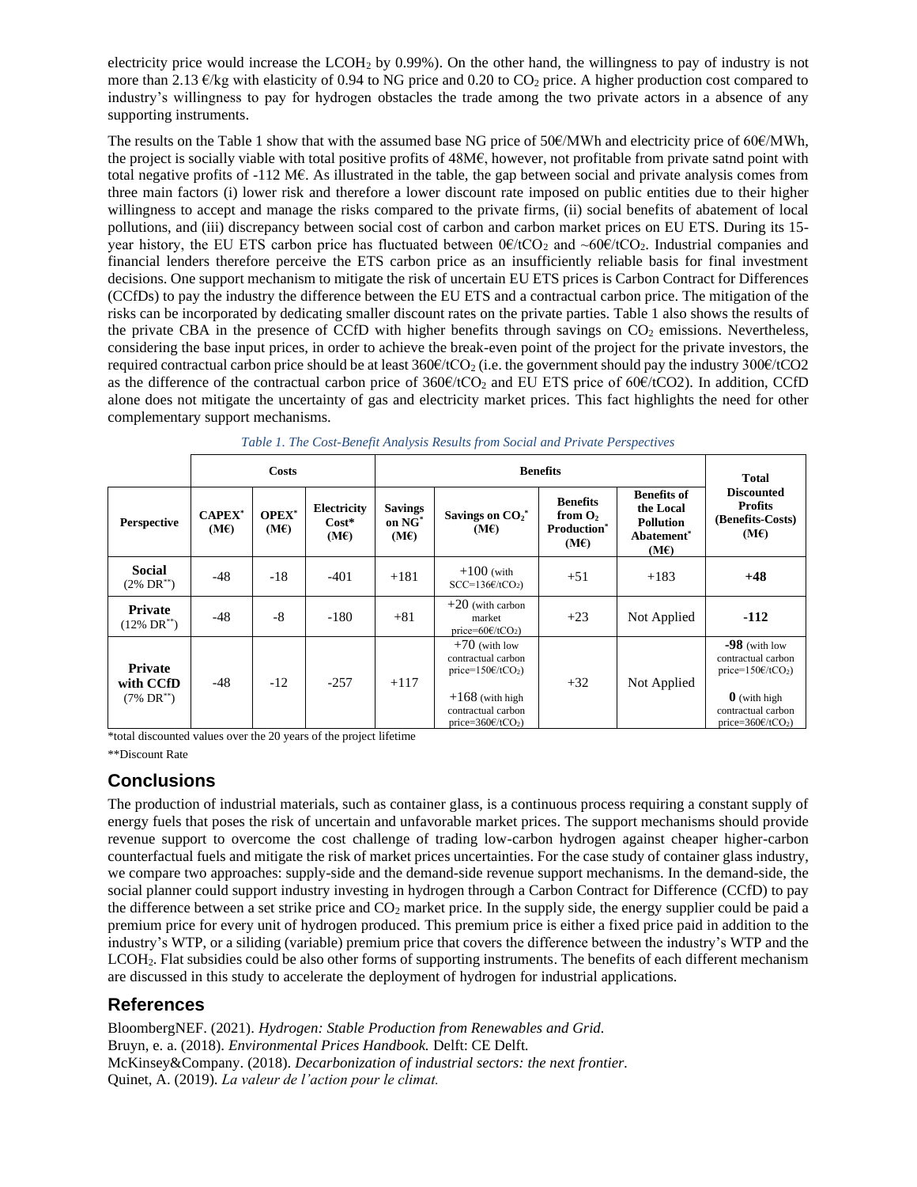electricity price would increase the $LCOH_2$ by 0.99%). On the other hand, the willingness to pay of industry is not more than 2.13 €/kg with elasticity of 0.94 to NG price and 0.20 to $CO_2$ price. A higher production cost compared to industry's willingness to pay for hydrogen obstacles the trade among the two private actors in a absence of any supporting instruments.

The results on the Table 1 show that with the assumed base NG price of 50€/MWh and electricity price of 60€/MWh, the project is socially viable with total positive profits of 48M€, however, not profitable from private satnd point with total negative profits of -112 M€. As illustrated in the table, the gap between social and private analysis comes from three main factors (i) lower risk and therefore a lower discount rate imposed on public entities due to their higher willingness to accept and manage the risks compared to the private firms, (ii) social benefits of abatement of local pollutions, and (iii) discrepancy between social cost of carbon and carbon market prices on EU ETS. During its 15-year history, the EU ETS carbon price has fluctuated between 0€/$tCO_2$ and ~60€/$tCO_2$. Industrial companies and financial lenders therefore perceive the ETS carbon price as an insufficiently reliable basis for final investment decisions. One support mechanism to mitigate the risk of uncertain EU ETS prices is Carbon Contract for Differences (CCfDs) to pay the industry the difference between the EU ETS and a contractual carbon price. The mitigation of the risks can be incorporated by dedicating smaller discount rates on the private parties. Table 1 also shows the results of the private CBA in the presence of CCfD with higher benefits through savings on $CO_2$ emissions. Nevertheless, considering the base input prices, in order to achieve the break-even point of the project for the private investors, the required contractual carbon price should be at least 360€/$tCO_2$ (i.e. the government should pay the industry 300€/tCO2 as the difference of the contractual carbon price of 360€/$tCO_2$ and EU ETS price of 60€/tCO2). In addition, CCfD alone does not mitigate the uncertainty of gas and electricity market prices. This fact highlights the need for other complementary support mechanisms.

*Table 1. The Cost-Benefit Analysis Results from Social and Private Perspectives*

| | Costs | | | Benefits | | | | Total Discounted Profits (Benefits-Costs) (M€) |
|---|---|---|---|---|---|---|---|---|
| **Perspective** | **CAPEX\* (M€)** | **OPEX\* (M€)** | **Electricity Cost\* (M€)** | **Savings on NG\* (M€)** | **Savings on $CO_2$\* (M€)** | **Benefits from $O_2$ Production\* (M€)** | **Benefits of the Local Pollution Abatement\* (M€)** | |
| **Social** (2% DR\*\*) | -48 | -18 | -401 | +181 | +100 (with SCC=136€/$tCO_2$) | +51 | +183 | **+48** |
| **Private** (12% DR\*\*) | -48 | -8 | -180 | +81 | +20 (with carbon market price=60€/$tCO_2$) | +23 | Not Applied | **-112** |
| **Private with CCfD** (7% DR\*\*) | -48 | -12 | -257 | +117 | +70 (with low contractual carbon price=150€/$tCO_2$) +168 (with high contractual carbon price=360€/$tCO_2$) | +32 | Not Applied | **-98** (with low contractual carbon price=150€/$tCO_2$) **0** (with high contractual carbon price=360€/$tCO_2$) |

\*total discounted values over the 20 years of the project lifetime

\*\*Discount Rate

## Conclusions

The production of industrial materials, such as container glass, is a continuous process requiring a constant supply of energy fuels that poses the risk of uncertain and unfavorable market prices. The support mechanisms should provide revenue support to overcome the cost challenge of trading low-carbon hydrogen against cheaper higher-carbon counterfactual fuels and mitigate the risk of market prices uncertainties. For the case study of container glass industry, we compare two approaches: supply-side and the demand-side revenue support mechanisms. In the demand-side, the social planner could support industry investing in hydrogen through a Carbon Contract for Difference (CCfD) to pay the difference between a set strike price and $CO_2$ market price. In the supply side, the energy supplier could be paid a premium price for every unit of hydrogen produced. This premium price is either a fixed price paid in addition to the industry's WTP, or a siliding (variable) premium price that covers the difference between the industry's WTP and the $LCOH_2$. Flat subsidies could be also other forms of supporting instruments. The benefits of each different mechanism are discussed in this study to accelerate the deployment of hydrogen for industrial applications.

## References

BloombergNEF. (2021). *Hydrogen: Stable Production from Renewables and Grid.*

Bruyn, e. a. (2018). *Environmental Prices Handbook.* Delft: CE Delft.

McKinsey&Company. (2018). *Decarbonization of industrial sectors: the next frontier.*

Quinet, A. (2019). *La valeur de l'action pour le climat.*